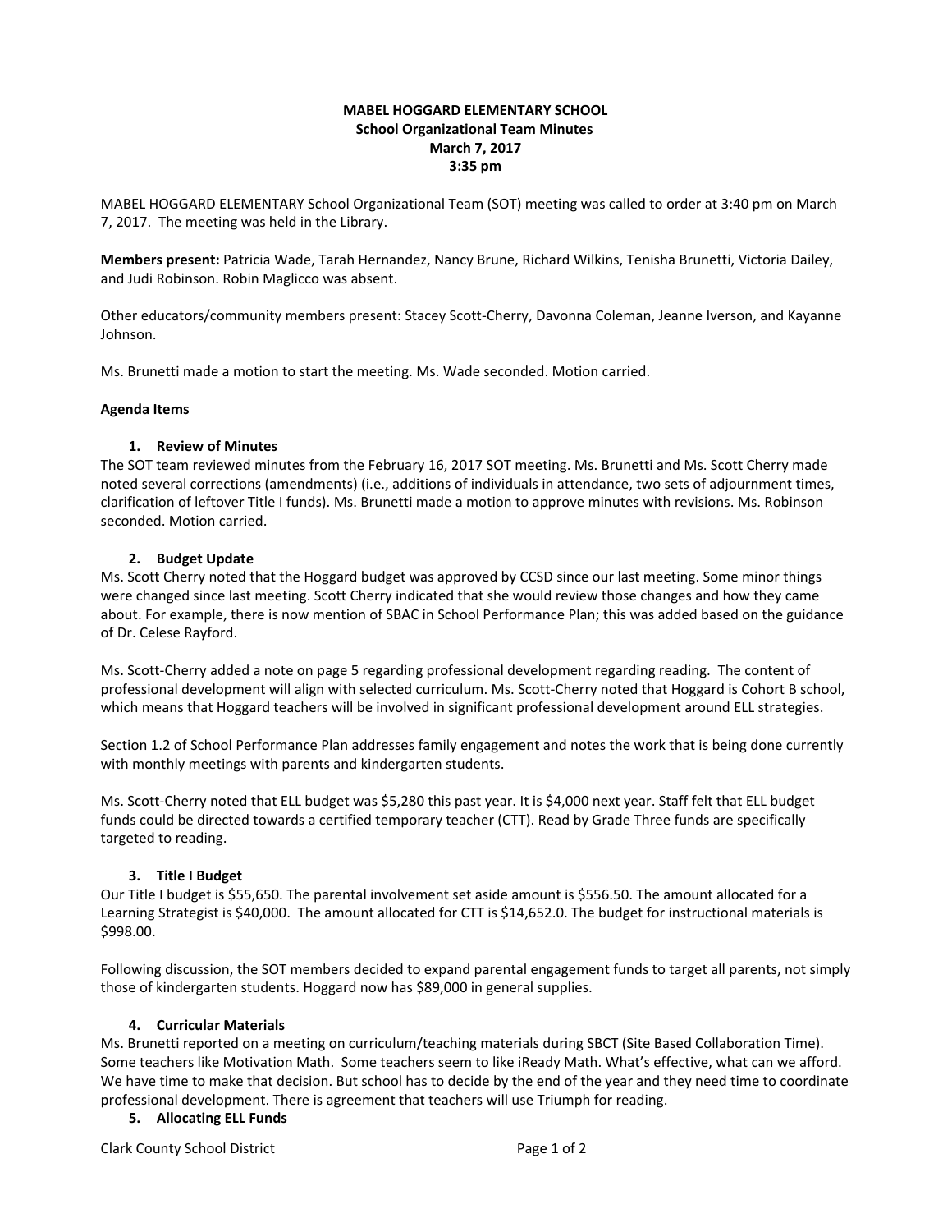**MABEL HOGGARD ELEMENTARY SCHOOL**
**School Organizational Team Minutes**
**March 7, 2017**
**3:35 pm**

MABEL HOGGARD ELEMENTARY School Organizational Team (SOT) meeting was called to order at 3:40 pm on March 7, 2017. The meeting was held in the Library.

**Members present:** Patricia Wade, Tarah Hernandez, Nancy Brune, Richard Wilkins, Tenisha Brunetti, Victoria Dailey, and Judi Robinson. Robin Maglicco was absent.

Other educators/community members present: Stacey Scott-Cherry, Davonna Coleman, Jeanne Iverson, and Kayanne Johnson.

Ms. Brunetti made a motion to start the meeting. Ms. Wade seconded. Motion carried.

**Agenda Items**

1. **Review of Minutes**

The SOT team reviewed minutes from the February 16, 2017 SOT meeting. Ms. Brunetti and Ms. Scott Cherry made noted several corrections (amendments) (i.e., additions of individuals in attendance, two sets of adjournment times, clarification of leftover Title I funds). Ms. Brunetti made a motion to approve minutes with revisions. Ms. Robinson seconded. Motion carried.

2. **Budget Update**

Ms. Scott Cherry noted that the Hoggard budget was approved by CCSD since our last meeting. Some minor things were changed since last meeting. Scott Cherry indicated that she would review those changes and how they came about. For example, there is now mention of SBAC in School Performance Plan; this was added based on the guidance of Dr. Celese Rayford.

Ms. Scott-Cherry added a note on page 5 regarding professional development regarding reading. The content of professional development will align with selected curriculum. Ms. Scott-Cherry noted that Hoggard is Cohort B school, which means that Hoggard teachers will be involved in significant professional development around ELL strategies.

Section 1.2 of School Performance Plan addresses family engagement and notes the work that is being done currently with monthly meetings with parents and kindergarten students.

Ms. Scott-Cherry noted that ELL budget was $5,280 this past year. It is $4,000 next year. Staff felt that ELL budget funds could be directed towards a certified temporary teacher (CTT). Read by Grade Three funds are specifically targeted to reading.

3. **Title I Budget**

Our Title I budget is $55,650. The parental involvement set aside amount is $556.50. The amount allocated for a Learning Strategist is $40,000. The amount allocated for CTT is $14,652.0. The budget for instructional materials is $998.00.

Following discussion, the SOT members decided to expand parental engagement funds to target all parents, not simply those of kindergarten students. Hoggard now has $89,000 in general supplies.

4. **Curricular Materials**

Ms. Brunetti reported on a meeting on curriculum/teaching materials during SBCT (Site Based Collaboration Time). Some teachers like Motivation Math. Some teachers seem to like iReady Math. What's effective, what can we afford. We have time to make that decision. But school has to decide by the end of the year and they need time to coordinate professional development. There is agreement that teachers will use Triumph for reading.

5. **Allocating ELL Funds**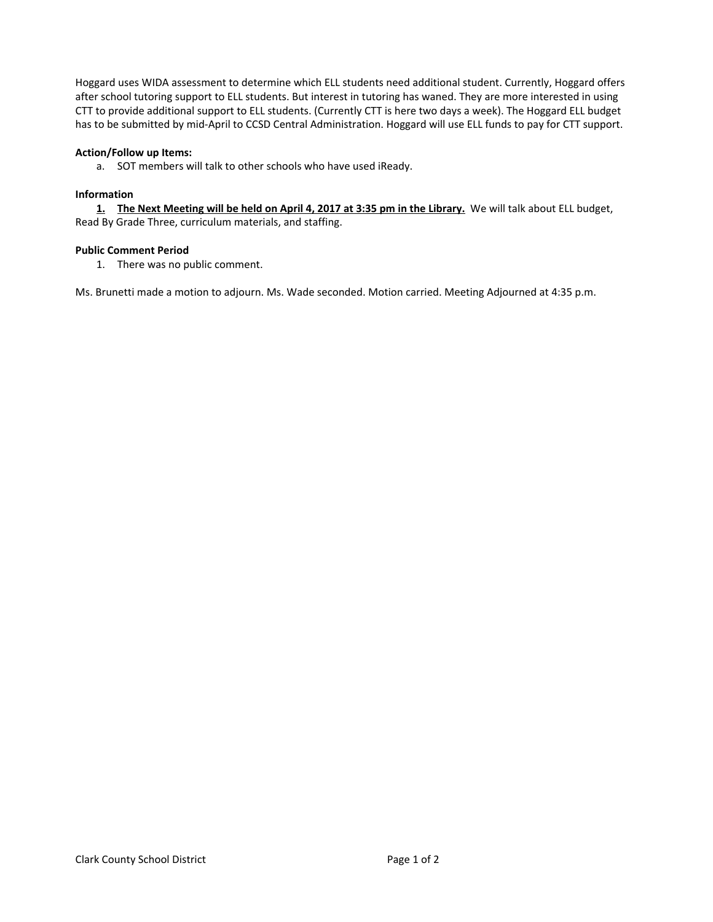Hoggard uses WIDA assessment to determine which ELL students need additional student. Currently, Hoggard offers after school tutoring support to ELL students. But interest in tutoring has waned. They are more interested in using CTT to provide additional support to ELL students. (Currently CTT is here two days a week). The Hoggard ELL budget has to be submitted by mid-April to CCSD Central Administration. Hoggard will use ELL funds to pay for CTT support.

**Action/Follow up Items:**

a. SOT members will talk to other schools who have used iReady.

**Information**

1. **The Next Meeting will be held on April 4, 2017 at 3:35 pm in the Library.** We will talk about ELL budget, Read By Grade Three, curriculum materials, and staffing.

**Public Comment Period**

1. There was no public comment.

Ms. Brunetti made a motion to adjourn. Ms. Wade seconded. Motion carried. Meeting Adjourned at 4:35 p.m.